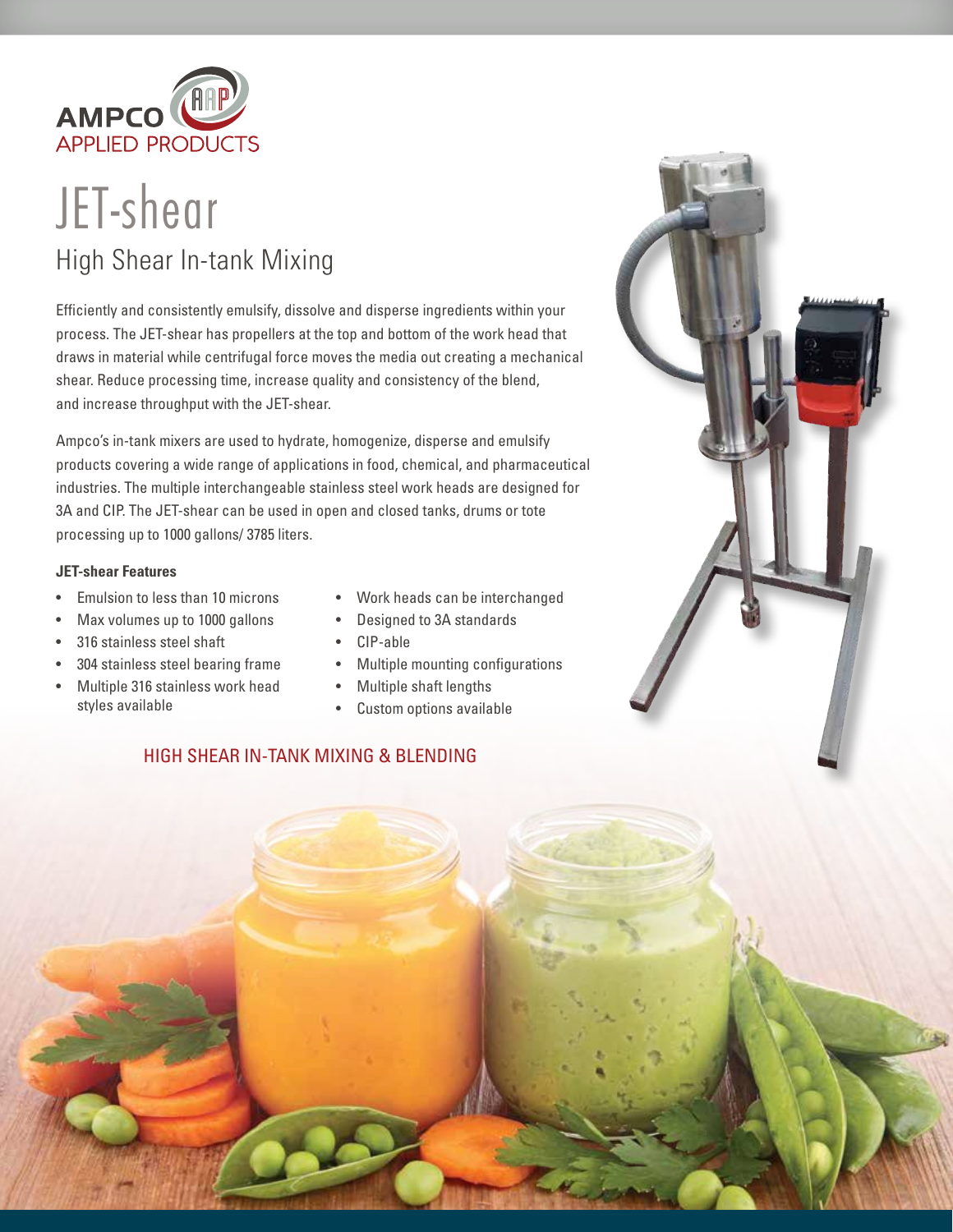AMPCO APPLIED PRODUCTS

# JET-shear

## High Shear In-tank Mixing

Efficiently and consistently emulsify, dissolve and disperse ingredients within your process. The JET-shear has propellers at the top and bottom of the work head that draws in material while centrifugal force moves the media out creating a mechanical shear. Reduce processing time, increase quality and consistency of the blend, and increase throughput with the JET-shear.

Ampco's in-tank mixers are used to hydrate, homogenize, disperse and emulsify products covering a wide range of applications in food, chemical, and pharmaceutical industries. The multiple interchangeable stainless steel work heads are designed for 3A and CIP. The JET-shear can be used in open and closed tanks, drums or tote processing up to 1000 gallons/ 3785 liters.

**JET-shear Features**

- Emulsion to less than 10 microns
- Max volumes up to 1000 gallons
- 316 stainless steel shaft
- 304 stainless steel bearing frame
- Multiple 316 stainless work head styles available
- Work heads can be interchanged
- Designed to 3A standards
- CIP-able
- Multiple mounting configurations
- Multiple shaft lengths
- Custom options available

HIGH SHEAR IN-TANK MIXING & BLENDING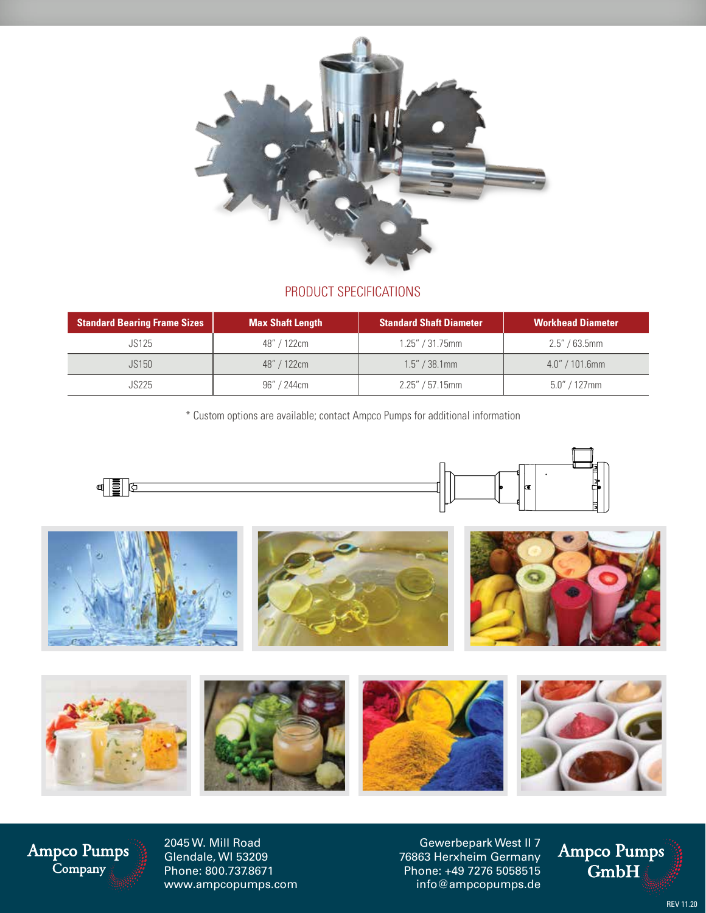## PRODUCT SPECIFICATIONS

| Standard Bearing Frame Sizes | Max Shaft Length | Standard Shaft Diameter | Workhead Diameter |
|---|---|---|---|
| JS125 | 48" / 122cm | 1.25" / 31.75mm | 2.5" / 63.5mm |
| JS150 | 48" / 122cm | 1.5" / 38.1mm | 4.0" / 101.6mm |
| JS225 | 96" / 244cm | 2.25" / 57.15mm | 5.0" / 127mm |

* Custom options are available; contact Ampco Pumps for additional information

**Ampco Pumps Company**
2045 W. Mill Road
Glendale, WI 53209
Phone: 800.737.8671
www.ampcopumps.com

**Ampco Pumps GmbH**
Gewerbepark West II 7
76863 Herxheim Germany
Phone: +49 7276 5058515
info@ampcopumps.de

REV 11.20